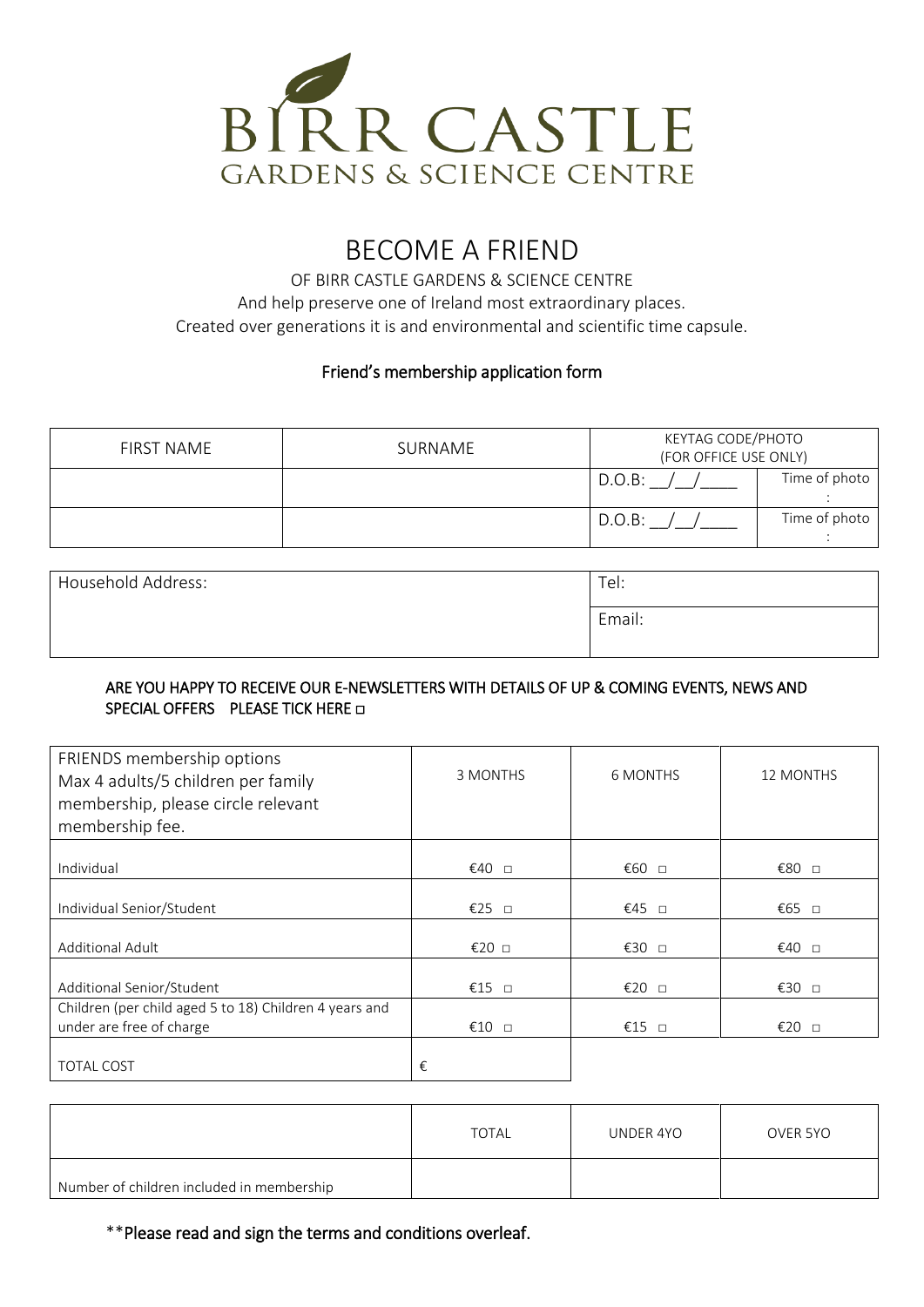# BIRR CASTLE
## GARDENS & SCIENCE CENTRE

# BECOME A FRIEND

OF BIRR CASTLE GARDENS & SCIENCE CENTRE
And help preserve one of Ireland most extraordinary places.
Created over generations it is and environmental and scientific time capsule.

### Friend's membership application form

| FIRST NAME | SURNAME | KEYTAG CODE/PHOTO (FOR OFFICE USE ONLY) | |
|---|---|---|---|
| | | D.O.B: __/__/____ | Time of photo : |
| | | D.O.B: __/__/____ | Time of photo : |

| Household Address: | Tel: |
|---|---|
| | Email: |

ARE YOU HAPPY TO RECEIVE OUR E-NEWSLETTERS WITH DETAILS OF UP & COMING EVENTS, NEWS AND SPECIAL OFFERS PLEASE TICK HERE □

| FRIENDS membership options Max 4 adults/5 children per family membership, please circle relevant membership fee. | 3 MONTHS | 6 MONTHS | 12 MONTHS |
|---|---|---|---|
| Individual | €40 □ | €60 □ | €80 □ |
| Individual Senior/Student | €25 □ | €45 □ | €65 □ |
| Additional Adult | €20 □ | €30 □ | €40 □ |
| Additional Senior/Student | €15 □ | €20 □ | €30 □ |
| Children (per child aged 5 to 18) Children 4 years and under are free of charge | €10 □ | €15 □ | €20 □ |
| TOTAL COST | € | | |

| | TOTAL | UNDER 4YO | OVER 5YO |
|---|---|---|---|
| Number of children included in membership | | | |

**Please read and sign the terms and conditions overleaf.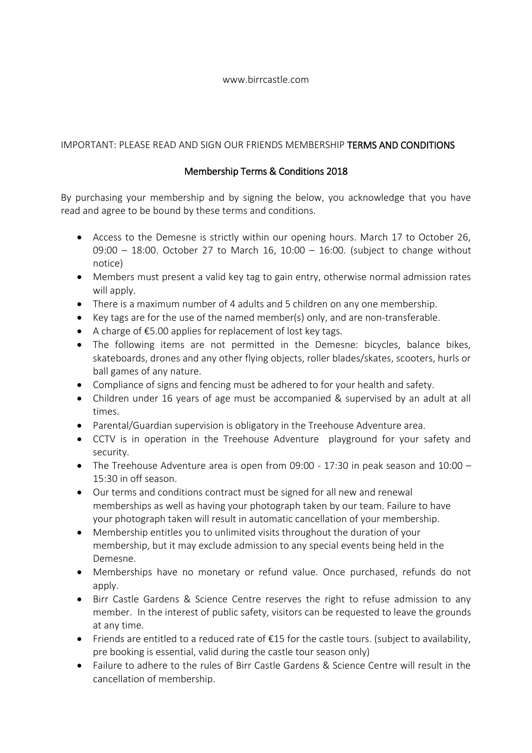www.birrcastle.com

IMPORTANT: PLEASE READ AND SIGN OUR FRIENDS MEMBERSHIP TERMS AND CONDITIONS

## Membership Terms & Conditions 2018

By purchasing your membership and by signing the below, you acknowledge that you have read and agree to be bound by these terms and conditions.

- Access to the Demesne is strictly within our opening hours. March 17 to October 26, 09:00 – 18:00. October 27 to March 16, 10:00 – 16:00. (subject to change without notice)
- Members must present a valid key tag to gain entry, otherwise normal admission rates will apply.
- There is a maximum number of 4 adults and 5 children on any one membership.
- Key tags are for the use of the named member(s) only, and are non-transferable.
- A charge of €5.00 applies for replacement of lost key tags.
- The following items are not permitted in the Demesne: bicycles, balance bikes, skateboards, drones and any other flying objects, roller blades/skates, scooters, hurls or ball games of any nature.
- Compliance of signs and fencing must be adhered to for your health and safety.
- Children under 16 years of age must be accompanied & supervised by an adult at all times.
- Parental/Guardian supervision is obligatory in the Treehouse Adventure area.
- CCTV is in operation in the Treehouse Adventure playground for your safety and security.
- The Treehouse Adventure area is open from 09:00 - 17:30 in peak season and 10:00 – 15:30 in off season.
- Our terms and conditions contract must be signed for all new and renewal memberships as well as having your photograph taken by our team. Failure to have your photograph taken will result in automatic cancellation of your membership.
- Membership entitles you to unlimited visits throughout the duration of your membership, but it may exclude admission to any special events being held in the Demesne.
- Memberships have no monetary or refund value. Once purchased, refunds do not apply.
- Birr Castle Gardens & Science Centre reserves the right to refuse admission to any member. In the interest of public safety, visitors can be requested to leave the grounds at any time.
- Friends are entitled to a reduced rate of €15 for the castle tours. (subject to availability, pre booking is essential, valid during the castle tour season only)
- Failure to adhere to the rules of Birr Castle Gardens & Science Centre will result in the cancellation of membership.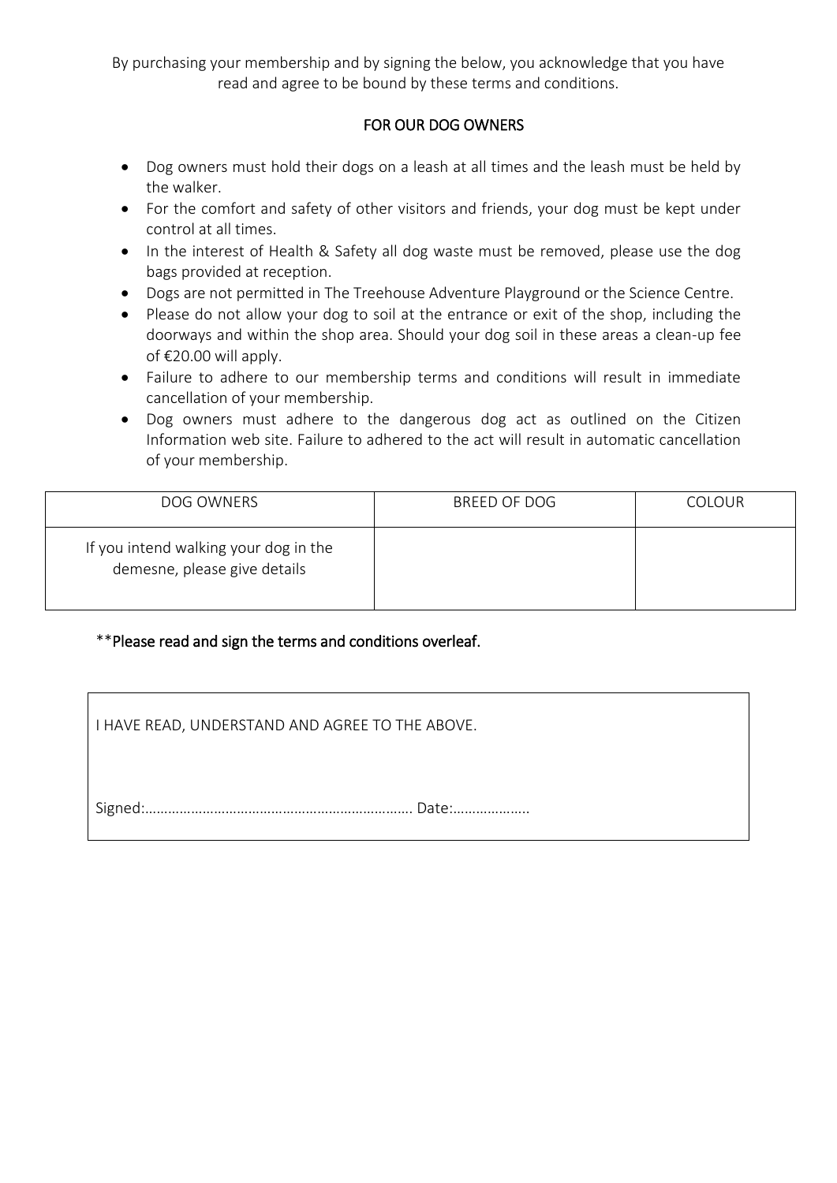By purchasing your membership and by signing the below, you acknowledge that you have read and agree to be bound by these terms and conditions.

## FOR OUR DOG OWNERS

- Dog owners must hold their dogs on a leash at all times and the leash must be held by the walker.
- For the comfort and safety of other visitors and friends, your dog must be kept under control at all times.
- In the interest of Health & Safety all dog waste must be removed, please use the dog bags provided at reception.
- Dogs are not permitted in The Treehouse Adventure Playground or the Science Centre.
- Please do not allow your dog to soil at the entrance or exit of the shop, including the doorways and within the shop area. Should your dog soil in these areas a clean-up fee of €20.00 will apply.
- Failure to adhere to our membership terms and conditions will result in immediate cancellation of your membership.
- Dog owners must adhere to the dangerous dog act as outlined on the Citizen Information web site. Failure to adhered to the act will result in automatic cancellation of your membership.

| DOG OWNERS | BREED OF DOG | COLOUR |
| --- | --- | --- |
| If you intend walking your dog in the demesne, please give details | | |

**Please read and sign the terms and conditions overleaf.

I HAVE READ, UNDERSTAND AND AGREE TO THE ABOVE.

Signed:…………………………………………………………… Date:………………..